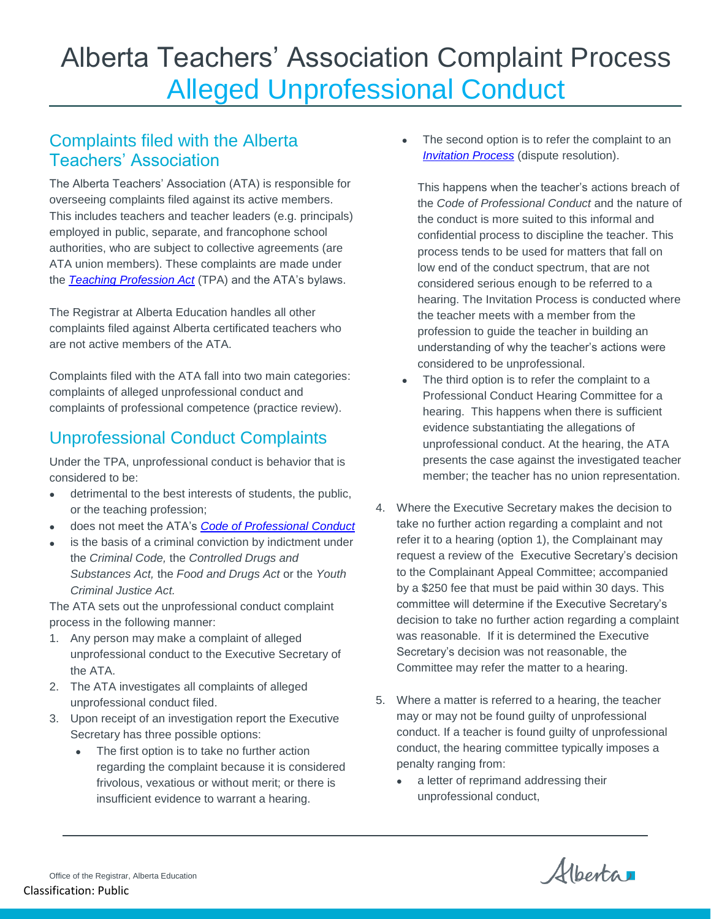# Alberta Teachers' Association Complaint Process
# Alleged Unprofessional Conduct

## Complaints filed with the Alberta Teachers' Association

The Alberta Teachers' Association (ATA) is responsible for overseeing complaints filed against its active members. This includes teachers and teacher leaders (e.g. principals) employed in public, separate, and francophone school authorities, who are subject to collective agreements (are ATA union members). These complaints are made under the *Teaching Profession Act* (TPA) and the ATA's bylaws.

The Registrar at Alberta Education handles all other complaints filed against Alberta certificated teachers who are not active members of the ATA.

Complaints filed with the ATA fall into two main categories: complaints of alleged unprofessional conduct and complaints of professional competence (practice review).

## Unprofessional Conduct Complaints

Under the TPA, unprofessional conduct is behavior that is considered to be:

- detrimental to the best interests of students, the public, or the teaching profession;
- does not meet the ATA's *Code of Professional Conduct*
- is the basis of a criminal conviction by indictment under the *Criminal Code,* the *Controlled Drugs and Substances Act,* the *Food and Drugs Act* or the *Youth Criminal Justice Act.*

The ATA sets out the unprofessional conduct complaint process in the following manner:

1. Any person may make a complaint of alleged unprofessional conduct to the Executive Secretary of the ATA.
2. The ATA investigates all complaints of alleged unprofessional conduct filed.
3. Upon receipt of an investigation report the Executive Secretary has three possible options:
   - The first option is to take no further action regarding the complaint because it is considered frivolous, vexatious or without merit; or there is insufficient evidence to warrant a hearing.
   - The second option is to refer the complaint to an *Invitation Process* (dispute resolution).

     This happens when the teacher's actions breach of the *Code of Professional Conduct* and the nature of the conduct is more suited to this informal and confidential process to discipline the teacher. This process tends to be used for matters that fall on low end of the conduct spectrum, that are not considered serious enough to be referred to a hearing. The Invitation Process is conducted where the teacher meets with a member from the profession to guide the teacher in building an understanding of why the teacher's actions were considered to be unprofessional.
   - The third option is to refer the complaint to a Professional Conduct Hearing Committee for a hearing. This happens when there is sufficient evidence substantiating the allegations of unprofessional conduct. At the hearing, the ATA presents the case against the investigated teacher member; the teacher has no union representation.
4. Where the Executive Secretary makes the decision to take no further action regarding a complaint and not refer it to a hearing (option 1), the Complainant may request a review of the Executive Secretary's decision to the Complainant Appeal Committee; accompanied by a $250 fee that must be paid within 30 days. This committee will determine if the Executive Secretary's decision to take no further action regarding a complaint was reasonable. If it is determined the Executive Secretary's decision was not reasonable, the Committee may refer the matter to a hearing.
5. Where a matter is referred to a hearing, the teacher may or may not be found guilty of unprofessional conduct. If a teacher is found guilty of unprofessional conduct, the hearing committee typically imposes a penalty ranging from:
   - a letter of reprimand addressing their unprofessional conduct,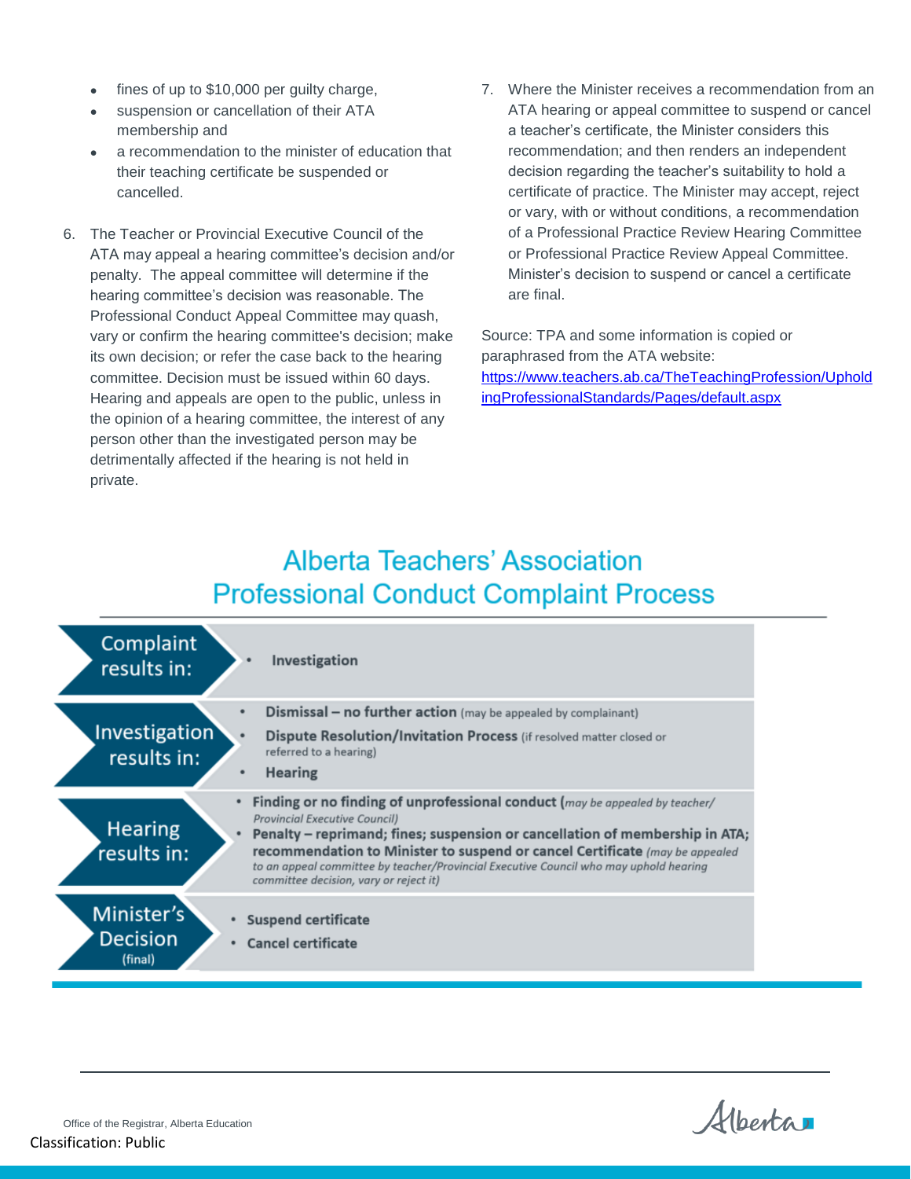- fines of up to $10,000 per guilty charge,
- suspension or cancellation of their ATA membership and
- a recommendation to the minister of education that their teaching certificate be suspended or cancelled.

6. The Teacher or Provincial Executive Council of the ATA may appeal a hearing committee's decision and/or penalty. The appeal committee will determine if the hearing committee's decision was reasonable. The Professional Conduct Appeal Committee may quash, vary or confirm the hearing committee's decision; make its own decision; or refer the case back to the hearing committee. Decision must be issued within 60 days. Hearing and appeals are open to the public, unless in the opinion of a hearing committee, the interest of any person other than the investigated person may be detrimentally affected if the hearing is not held in private.

7. Where the Minister receives a recommendation from an ATA hearing or appeal committee to suspend or cancel a teacher's certificate, the Minister considers this recommendation; and then renders an independent decision regarding the teacher's suitability to hold a certificate of practice. The Minister may accept, reject or vary, with or without conditions, a recommendation of a Professional Practice Review Hearing Committee or Professional Practice Review Appeal Committee. Minister's decision to suspend or cancel a certificate are final.

Source: TPA and some information is copied or paraphrased from the ATA website: [https://www.teachers.ab.ca/TheTeachingProfession/UpholdingProfessionalStandards/Pages/default.aspx](https://www.teachers.ab.ca/TheTeachingProfession/UpholdingProfessionalStandards/Pages/default.aspx)

## Alberta Teachers' Association Professional Conduct Complaint Process

**Complaint results in:**

- **Investigation**

**Investigation results in:**

- **Dismissal – no further action** (may be appealed by complainant)
- **Dispute Resolution/Invitation Process** (if resolved matter closed or referred to a hearing)
- **Hearing**

**Hearing results in:**

- **Finding or no finding of unprofessional conduct (***may be appealed by teacher/ Provincial Executive Council)*
- **Penalty – reprimand; fines; suspension or cancellation of membership in ATA; recommendation to Minister to suspend or cancel Certificate** *(may be appealed to an appeal committee by teacher/Provincial Executive Council who may uphold hearing committee decision, vary or reject it)*

**Minister's Decision (final)**

- **Suspend certificate**
- **Cancel certificate**

Office of the Registrar, Alberta Education

Classification: Public